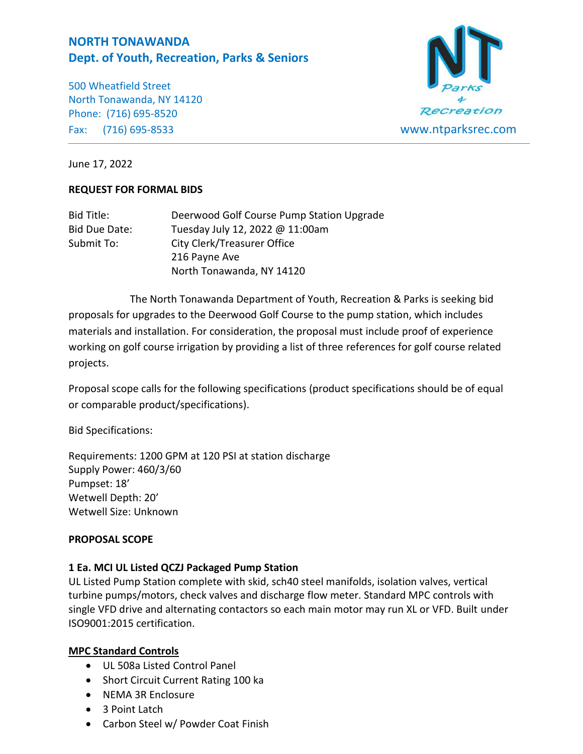# NORTH TONAWANDA
## Dept. of Youth, Recreation, Parks & Seniors

500 Wheatfield Street
North Tonawanda, NY 14120
Phone: (716) 695-8520
Fax: (716) 695-8533

NT Parks & Recreation
www.ntparksrec.com

June 17, 2022

**REQUEST FOR FORMAL BIDS**

| | |
|---|---|
| Bid Title: | Deerwood Golf Course Pump Station Upgrade |
| Bid Due Date: | Tuesday July 12, 2022 @ 11:00am |
| Submit To: | City Clerk/Treasurer Office<br>216 Payne Ave<br>North Tonawanda, NY 14120 |

The North Tonawanda Department of Youth, Recreation & Parks is seeking bid proposals for upgrades to the Deerwood Golf Course to the pump station, which includes materials and installation. For consideration, the proposal must include proof of experience working on golf course irrigation by providing a list of three references for golf course related projects.

Proposal scope calls for the following specifications (product specifications should be of equal or comparable product/specifications).

Bid Specifications:

Requirements: 1200 GPM at 120 PSI at station discharge
Supply Power: 460/3/60
Pumpset: 18'
Wetwell Depth: 20'
Wetwell Size: Unknown

**PROPOSAL SCOPE**

**1 Ea. MCI UL Listed QCZJ Packaged Pump Station**
UL Listed Pump Station complete with skid, sch40 steel manifolds, isolation valves, vertical turbine pumps/motors, check valves and discharge flow meter. Standard MPC controls with single VFD drive and alternating contactors so each main motor may run XL or VFD. Built under ISO9001:2015 certification.

**MPC Standard Controls**

- UL 508a Listed Control Panel
- Short Circuit Current Rating 100 ka
- NEMA 3R Enclosure
- 3 Point Latch
- Carbon Steel w/ Powder Coat Finish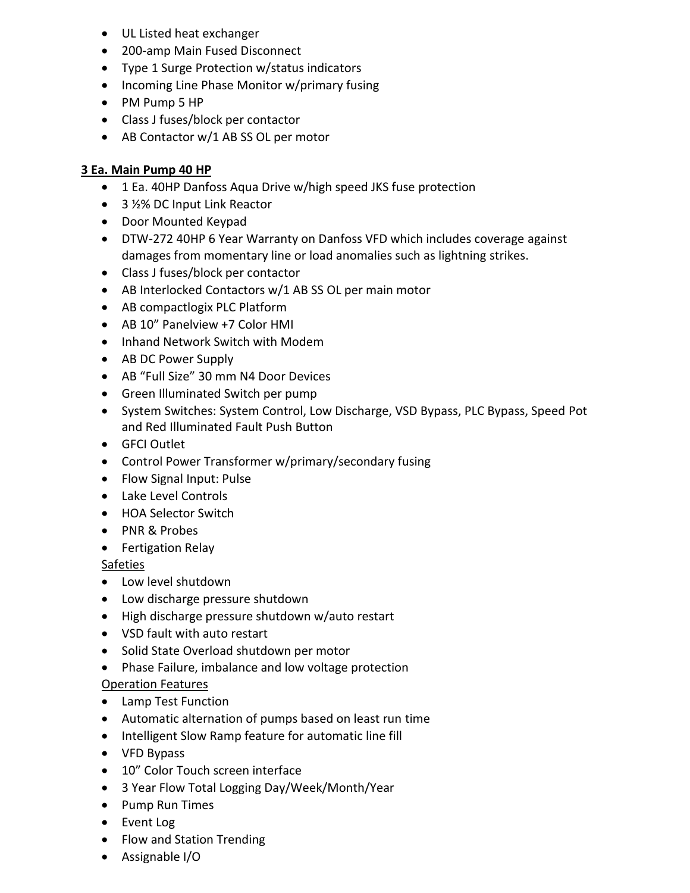- UL Listed heat exchanger
- 200-amp Main Fused Disconnect
- Type 1 Surge Protection w/status indicators
- Incoming Line Phase Monitor w/primary fusing
- PM Pump 5 HP
- Class J fuses/block per contactor
- AB Contactor w/1 AB SS OL per motor

**<u>3 Ea. Main Pump 40 HP</u>**

- 1 Ea. 40HP Danfoss Aqua Drive w/high speed JKS fuse protection
- 3 ½% DC Input Link Reactor
- Door Mounted Keypad
- DTW-272 40HP 6 Year Warranty on Danfoss VFD which includes coverage against damages from momentary line or load anomalies such as lightning strikes.
- Class J fuses/block per contactor
- AB Interlocked Contactors w/1 AB SS OL per main motor
- AB compactlogix PLC Platform
- AB 10" Panelview +7 Color HMI
- Inhand Network Switch with Modem
- AB DC Power Supply
- AB "Full Size" 30 mm N4 Door Devices
- Green Illuminated Switch per pump
- System Switches: System Control, Low Discharge, VSD Bypass, PLC Bypass, Speed Pot and Red Illuminated Fault Push Button
- GFCI Outlet
- Control Power Transformer w/primary/secondary fusing
- Flow Signal Input: Pulse
- Lake Level Controls
- HOA Selector Switch
- PNR & Probes
- Fertigation Relay

<u>Safeties</u>

- Low level shutdown
- Low discharge pressure shutdown
- High discharge pressure shutdown w/auto restart
- VSD fault with auto restart
- Solid State Overload shutdown per motor
- Phase Failure, imbalance and low voltage protection

<u>Operation Features</u>

- Lamp Test Function
- Automatic alternation of pumps based on least run time
- Intelligent Slow Ramp feature for automatic line fill
- VFD Bypass
- 10" Color Touch screen interface
- 3 Year Flow Total Logging Day/Week/Month/Year
- Pump Run Times
- Event Log
- Flow and Station Trending
- Assignable I/O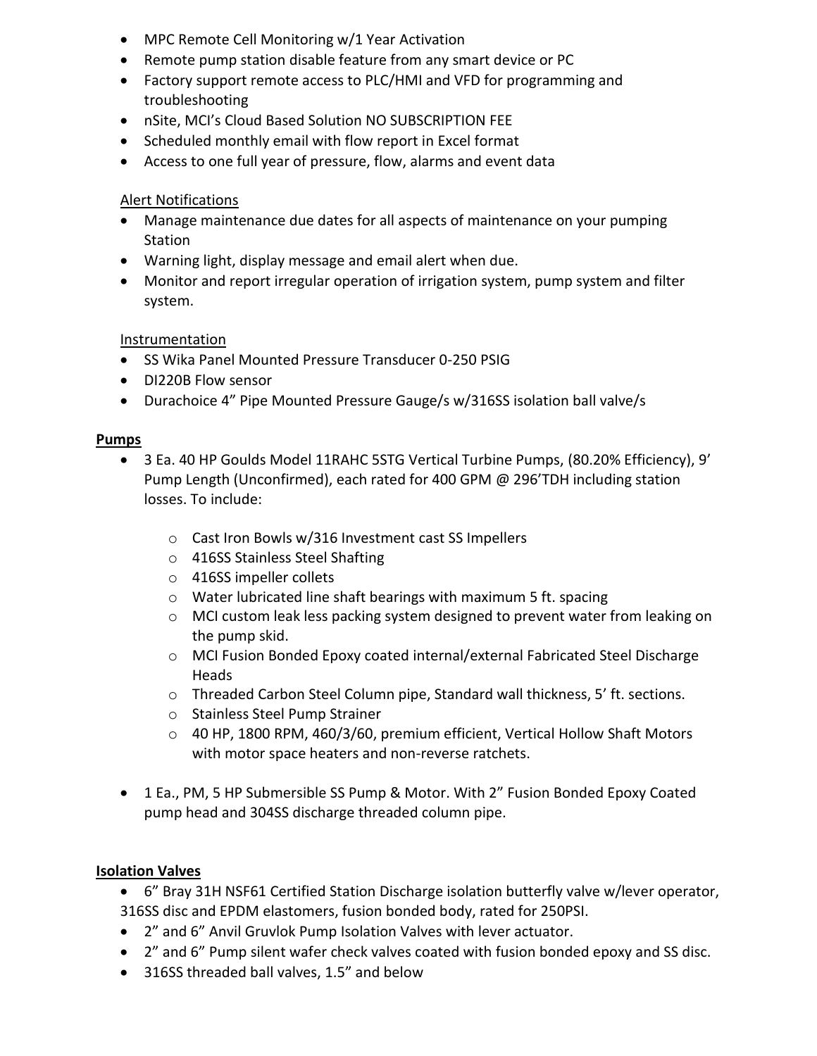- MPC Remote Cell Monitoring w/1 Year Activation
- Remote pump station disable feature from any smart device or PC
- Factory support remote access to PLC/HMI and VFD for programming and troubleshooting
- nSite, MCI's Cloud Based Solution NO SUBSCRIPTION FEE
- Scheduled monthly email with flow report in Excel format
- Access to one full year of pressure, flow, alarms and event data

<u>Alert Notifications</u>

- Manage maintenance due dates for all aspects of maintenance on your pumping Station
- Warning light, display message and email alert when due.
- Monitor and report irregular operation of irrigation system, pump system and filter system.

<u>Instrumentation</u>

- SS Wika Panel Mounted Pressure Transducer 0-250 PSIG
- DI220B Flow sensor
- Durachoice 4" Pipe Mounted Pressure Gauge/s w/316SS isolation ball valve/s

**Pumps**

- 3 Ea. 40 HP Goulds Model 11RAHC 5STG Vertical Turbine Pumps, (80.20% Efficiency), 9' Pump Length (Unconfirmed), each rated for 400 GPM @ 296'TDH including station losses. To include:
  - Cast Iron Bowls w/316 Investment cast SS Impellers
  - 416SS Stainless Steel Shafting
  - 416SS impeller collets
  - Water lubricated line shaft bearings with maximum 5 ft. spacing
  - MCI custom leak less packing system designed to prevent water from leaking on the pump skid.
  - MCI Fusion Bonded Epoxy coated internal/external Fabricated Steel Discharge Heads
  - Threaded Carbon Steel Column pipe, Standard wall thickness, 5' ft. sections.
  - Stainless Steel Pump Strainer
  - 40 HP, 1800 RPM, 460/3/60, premium efficient, Vertical Hollow Shaft Motors with motor space heaters and non-reverse ratchets.
- 1 Ea., PM, 5 HP Submersible SS Pump & Motor. With 2" Fusion Bonded Epoxy Coated pump head and 304SS discharge threaded column pipe.

**Isolation Valves**

- 6" Bray 31H NSF61 Certified Station Discharge isolation butterfly valve w/lever operator, 316SS disc and EPDM elastomers, fusion bonded body, rated for 250PSI.
- 2" and 6" Anvil Gruvlok Pump Isolation Valves with lever actuator.
- 2" and 6" Pump silent wafer check valves coated with fusion bonded epoxy and SS disc.
- 316SS threaded ball valves, 1.5" and below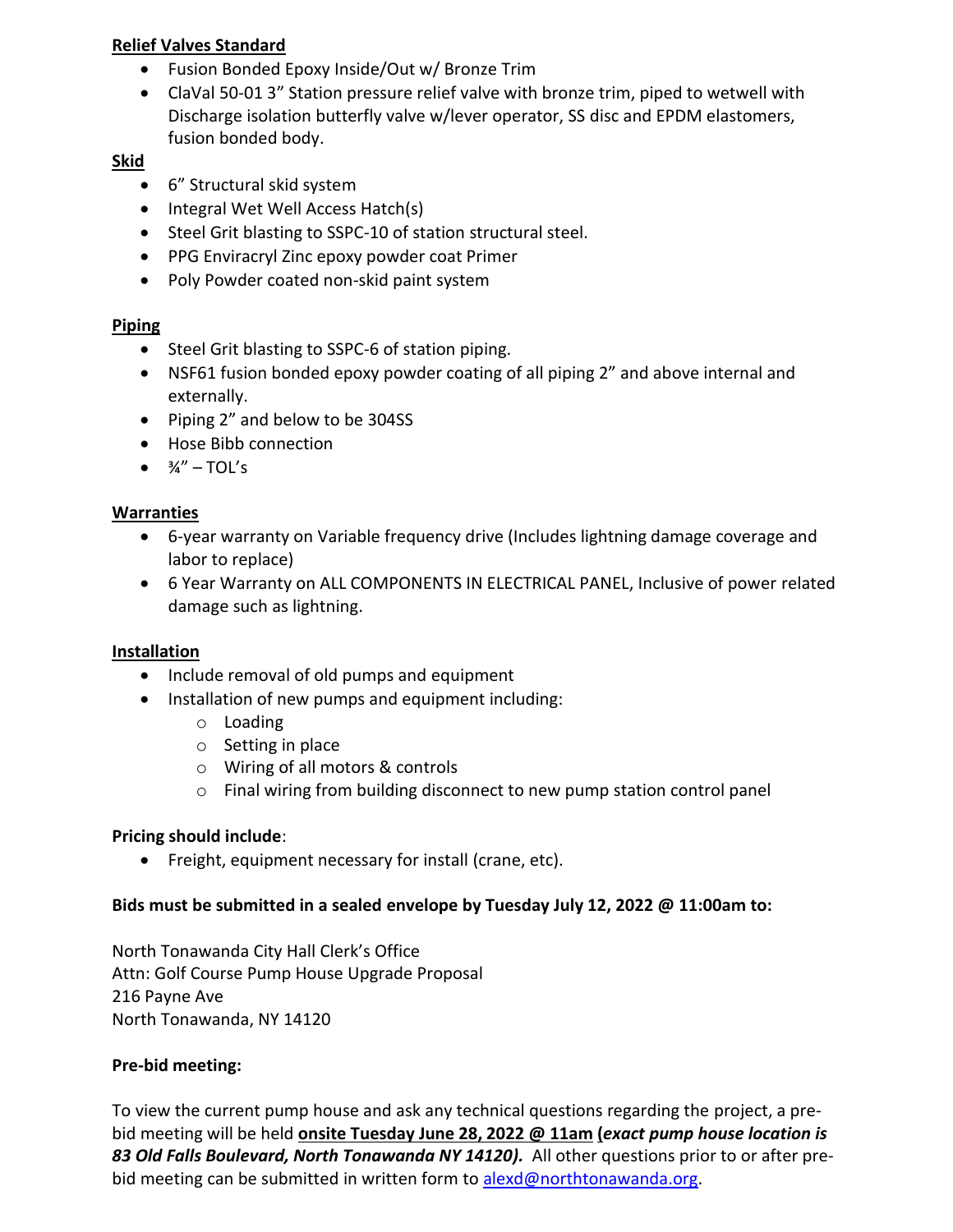**Relief Valves Standard**

- Fusion Bonded Epoxy Inside/Out w/ Bronze Trim
- ClaVal 50-01 3" Station pressure relief valve with bronze trim, piped to wetwell with Discharge isolation butterfly valve w/lever operator, SS disc and EPDM elastomers, fusion bonded body.

**Skid**

- 6" Structural skid system
- Integral Wet Well Access Hatch(s)
- Steel Grit blasting to SSPC-10 of station structural steel.
- PPG Enviracryl Zinc epoxy powder coat Primer
- Poly Powder coated non-skid paint system

**Piping**

- Steel Grit blasting to SSPC-6 of station piping.
- NSF61 fusion bonded epoxy powder coating of all piping 2" and above internal and externally.
- Piping 2" and below to be 304SS
- Hose Bibb connection
- ¾" – TOL's

**Warranties**

- 6-year warranty on Variable frequency drive (Includes lightning damage coverage and labor to replace)
- 6 Year Warranty on ALL COMPONENTS IN ELECTRICAL PANEL, Inclusive of power related damage such as lightning.

**Installation**

- Include removal of old pumps and equipment
- Installation of new pumps and equipment including:
  - Loading
  - Setting in place
  - Wiring of all motors & controls
  - Final wiring from building disconnect to new pump station control panel

**Pricing should include**:

- Freight, equipment necessary for install (crane, etc).

**Bids must be submitted in a sealed envelope by Tuesday July 12, 2022 @ 11:00am to:**

North Tonawanda City Hall Clerk's Office
Attn: Golf Course Pump House Upgrade Proposal
216 Payne Ave
North Tonawanda, NY 14120

**Pre-bid meeting:**

To view the current pump house and ask any technical questions regarding the project, a pre-bid meeting will be held **onsite Tuesday June 28, 2022 @ 11am** ***(exact pump house location is 83 Old Falls Boulevard, North Tonawanda NY 14120).*** All other questions prior to or after pre-bid meeting can be submitted in written form to alexd@northtonawanda.org.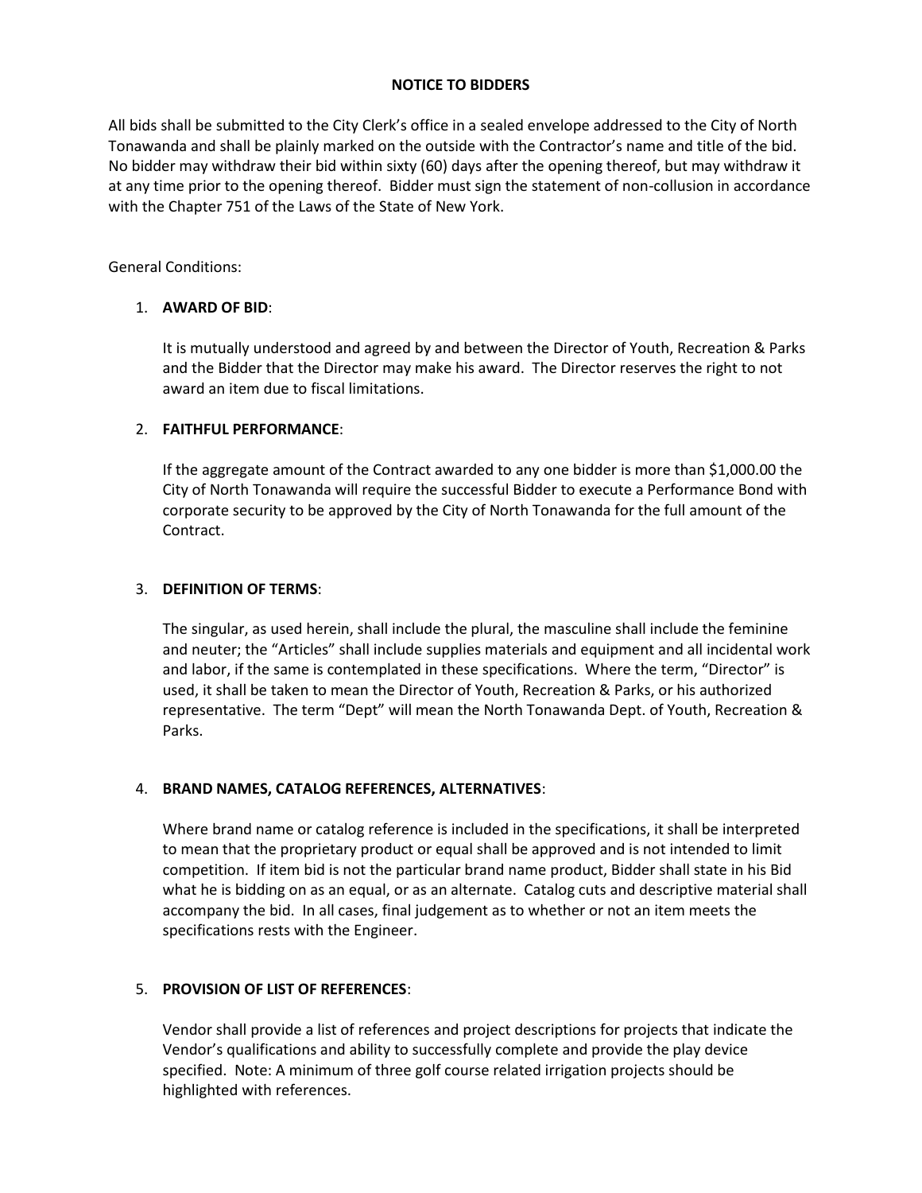## NOTICE TO BIDDERS

All bids shall be submitted to the City Clerk's office in a sealed envelope addressed to the City of North Tonawanda and shall be plainly marked on the outside with the Contractor's name and title of the bid. No bidder may withdraw their bid within sixty (60) days after the opening thereof, but may withdraw it at any time prior to the opening thereof. Bidder must sign the statement of non-collusion in accordance with the Chapter 751 of the Laws of the State of New York.

General Conditions:

1. **AWARD OF BID**:

   It is mutually understood and agreed by and between the Director of Youth, Recreation & Parks and the Bidder that the Director may make his award. The Director reserves the right to not award an item due to fiscal limitations.

2. **FAITHFUL PERFORMANCE**:

   If the aggregate amount of the Contract awarded to any one bidder is more than $1,000.00 the City of North Tonawanda will require the successful Bidder to execute a Performance Bond with corporate security to be approved by the City of North Tonawanda for the full amount of the Contract.

3. **DEFINITION OF TERMS**:

   The singular, as used herein, shall include the plural, the masculine shall include the feminine and neuter; the "Articles" shall include supplies materials and equipment and all incidental work and labor, if the same is contemplated in these specifications. Where the term, "Director" is used, it shall be taken to mean the Director of Youth, Recreation & Parks, or his authorized representative. The term "Dept" will mean the North Tonawanda Dept. of Youth, Recreation & Parks.

4. **BRAND NAMES, CATALOG REFERENCES, ALTERNATIVES**:

   Where brand name or catalog reference is included in the specifications, it shall be interpreted to mean that the proprietary product or equal shall be approved and is not intended to limit competition. If item bid is not the particular brand name product, Bidder shall state in his Bid what he is bidding on as an equal, or as an alternate. Catalog cuts and descriptive material shall accompany the bid. In all cases, final judgement as to whether or not an item meets the specifications rests with the Engineer.

5. **PROVISION OF LIST OF REFERENCES**:

   Vendor shall provide a list of references and project descriptions for projects that indicate the Vendor's qualifications and ability to successfully complete and provide the play device specified. Note: A minimum of three golf course related irrigation projects should be highlighted with references.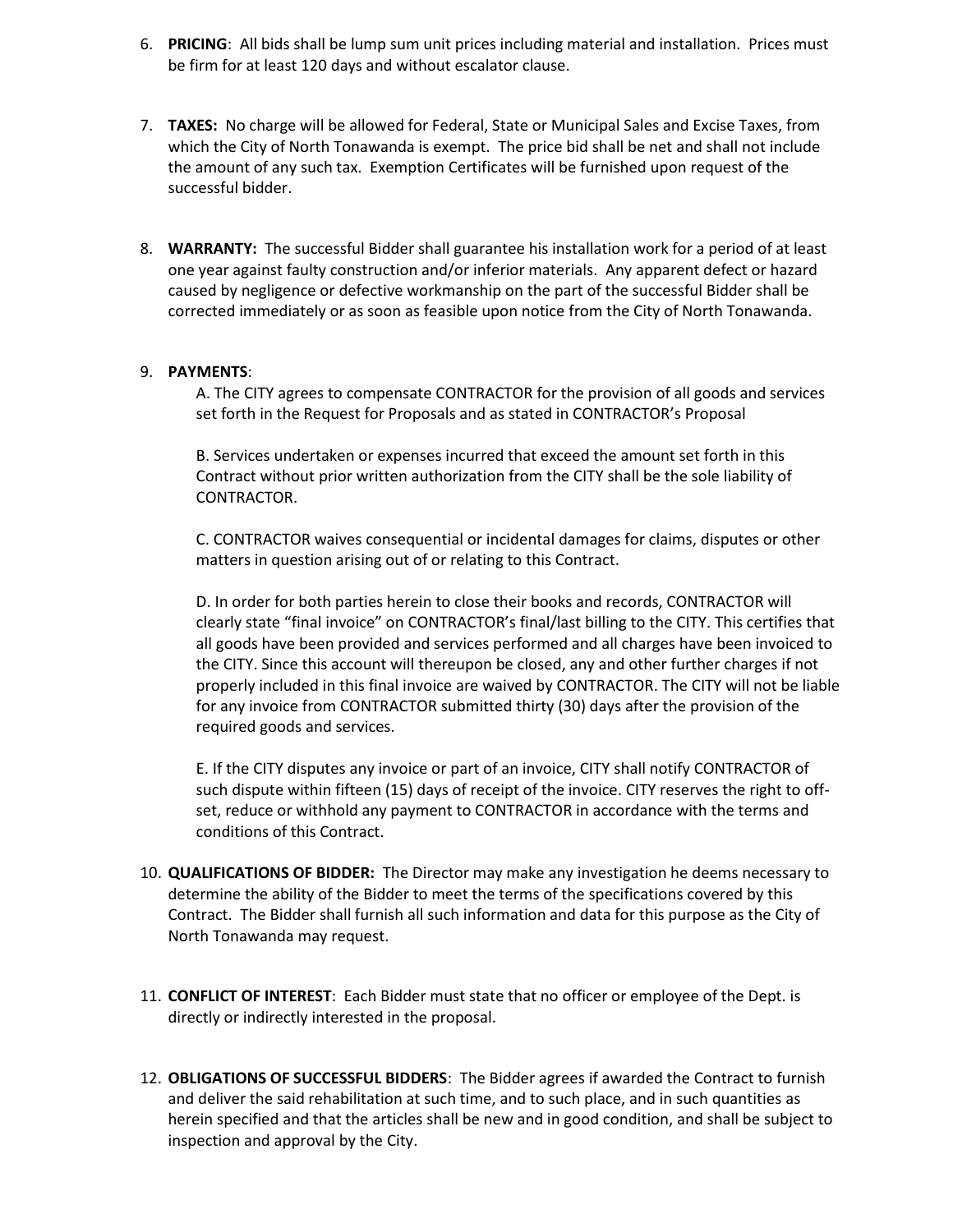6. **PRICING**: All bids shall be lump sum unit prices including material and installation. Prices must be firm for at least 120 days and without escalator clause.

7. **TAXES:** No charge will be allowed for Federal, State or Municipal Sales and Excise Taxes, from which the City of North Tonawanda is exempt. The price bid shall be net and shall not include the amount of any such tax. Exemption Certificates will be furnished upon request of the successful bidder.

8. **WARRANTY:** The successful Bidder shall guarantee his installation work for a period of at least one year against faulty construction and/or inferior materials. Any apparent defect or hazard caused by negligence or defective workmanship on the part of the successful Bidder shall be corrected immediately or as soon as feasible upon notice from the City of North Tonawanda.

9. **PAYMENTS**:

   A. The CITY agrees to compensate CONTRACTOR for the provision of all goods and services set forth in the Request for Proposals and as stated in CONTRACTOR's Proposal

   B. Services undertaken or expenses incurred that exceed the amount set forth in this Contract without prior written authorization from the CITY shall be the sole liability of CONTRACTOR.

   C. CONTRACTOR waives consequential or incidental damages for claims, disputes or other matters in question arising out of or relating to this Contract.

   D. In order for both parties herein to close their books and records, CONTRACTOR will clearly state "final invoice" on CONTRACTOR's final/last billing to the CITY. This certifies that all goods have been provided and services performed and all charges have been invoiced to the CITY. Since this account will thereupon be closed, any and other further charges if not properly included in this final invoice are waived by CONTRACTOR. The CITY will not be liable for any invoice from CONTRACTOR submitted thirty (30) days after the provision of the required goods and services.

   E. If the CITY disputes any invoice or part of an invoice, CITY shall notify CONTRACTOR of such dispute within fifteen (15) days of receipt of the invoice. CITY reserves the right to off-set, reduce or withhold any payment to CONTRACTOR in accordance with the terms and conditions of this Contract.

10. **QUALIFICATIONS OF BIDDER:** The Director may make any investigation he deems necessary to determine the ability of the Bidder to meet the terms of the specifications covered by this Contract. The Bidder shall furnish all such information and data for this purpose as the City of North Tonawanda may request.

11. **CONFLICT OF INTEREST**: Each Bidder must state that no officer or employee of the Dept. is directly or indirectly interested in the proposal.

12. **OBLIGATIONS OF SUCCESSFUL BIDDERS**: The Bidder agrees if awarded the Contract to furnish and deliver the said rehabilitation at such time, and to such place, and in such quantities as herein specified and that the articles shall be new and in good condition, and shall be subject to inspection and approval by the City.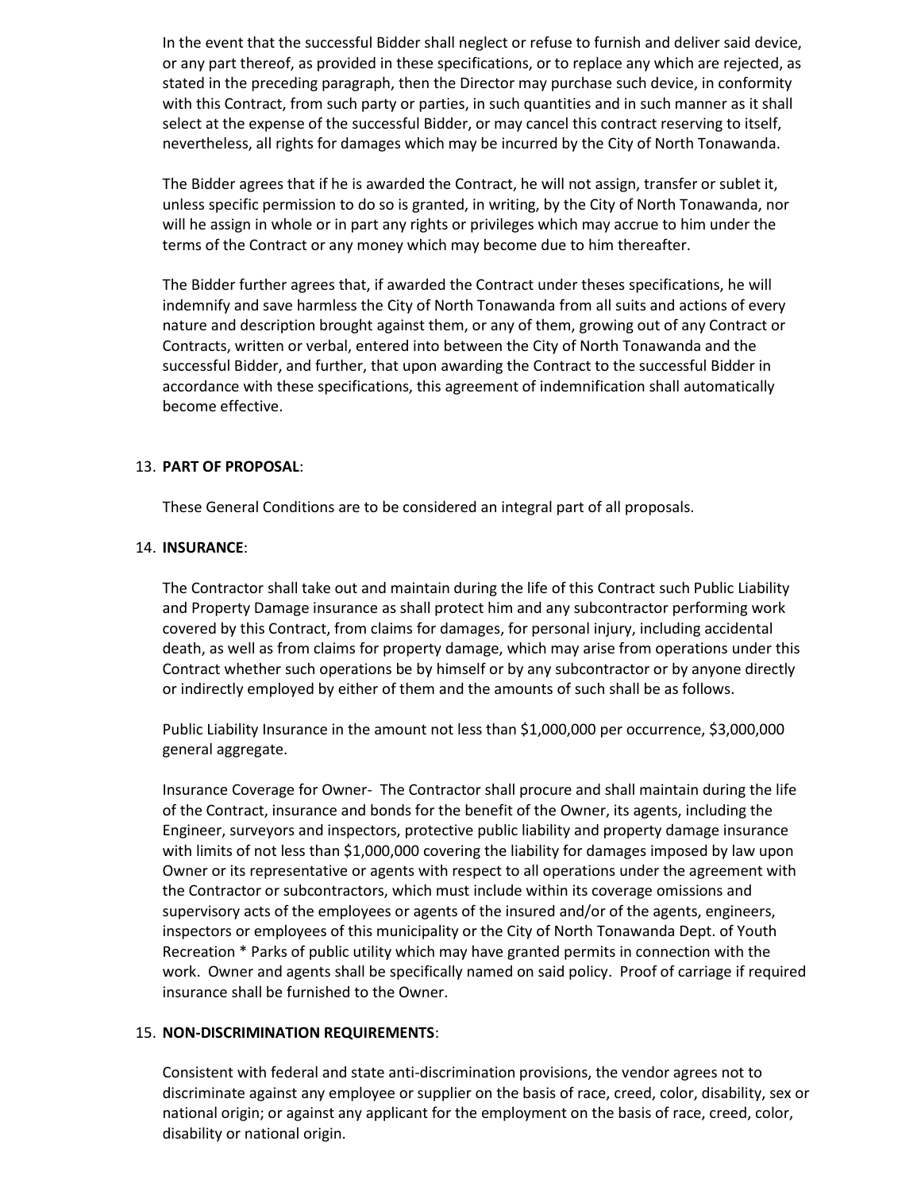In the event that the successful Bidder shall neglect or refuse to furnish and deliver said device, or any part thereof, as provided in these specifications, or to replace any which are rejected, as stated in the preceding paragraph, then the Director may purchase such device, in conformity with this Contract, from such party or parties, in such quantities and in such manner as it shall select at the expense of the successful Bidder, or may cancel this contract reserving to itself, nevertheless, all rights for damages which may be incurred by the City of North Tonawanda.

The Bidder agrees that if he is awarded the Contract, he will not assign, transfer or sublet it, unless specific permission to do so is granted, in writing, by the City of North Tonawanda, nor will he assign in whole or in part any rights or privileges which may accrue to him under the terms of the Contract or any money which may become due to him thereafter.

The Bidder further agrees that, if awarded the Contract under theses specifications, he will indemnify and save harmless the City of North Tonawanda from all suits and actions of every nature and description brought against them, or any of them, growing out of any Contract or Contracts, written or verbal, entered into between the City of North Tonawanda and the successful Bidder, and further, that upon awarding the Contract to the successful Bidder in accordance with these specifications, this agreement of indemnification shall automatically become effective.

13. **PART OF PROPOSAL**:

    These General Conditions are to be considered an integral part of all proposals.

14. **INSURANCE**:

    The Contractor shall take out and maintain during the life of this Contract such Public Liability and Property Damage insurance as shall protect him and any subcontractor performing work covered by this Contract, from claims for damages, for personal injury, including accidental death, as well as from claims for property damage, which may arise from operations under this Contract whether such operations be by himself or by any subcontractor or by anyone directly or indirectly employed by either of them and the amounts of such shall be as follows.

    Public Liability Insurance in the amount not less than $1,000,000 per occurrence, $3,000,000 general aggregate.

    Insurance Coverage for Owner- The Contractor shall procure and shall maintain during the life of the Contract, insurance and bonds for the benefit of the Owner, its agents, including the Engineer, surveyors and inspectors, protective public liability and property damage insurance with limits of not less than $1,000,000 covering the liability for damages imposed by law upon Owner or its representative or agents with respect to all operations under the agreement with the Contractor or subcontractors, which must include within its coverage omissions and supervisory acts of the employees or agents of the insured and/or of the agents, engineers, inspectors or employees of this municipality or the City of North Tonawanda Dept. of Youth Recreation * Parks of public utility which may have granted permits in connection with the work. Owner and agents shall be specifically named on said policy. Proof of carriage if required insurance shall be furnished to the Owner.

15. **NON-DISCRIMINATION REQUIREMENTS**:

    Consistent with federal and state anti-discrimination provisions, the vendor agrees not to discriminate against any employee or supplier on the basis of race, creed, color, disability, sex or national origin; or against any applicant for the employment on the basis of race, creed, color, disability or national origin.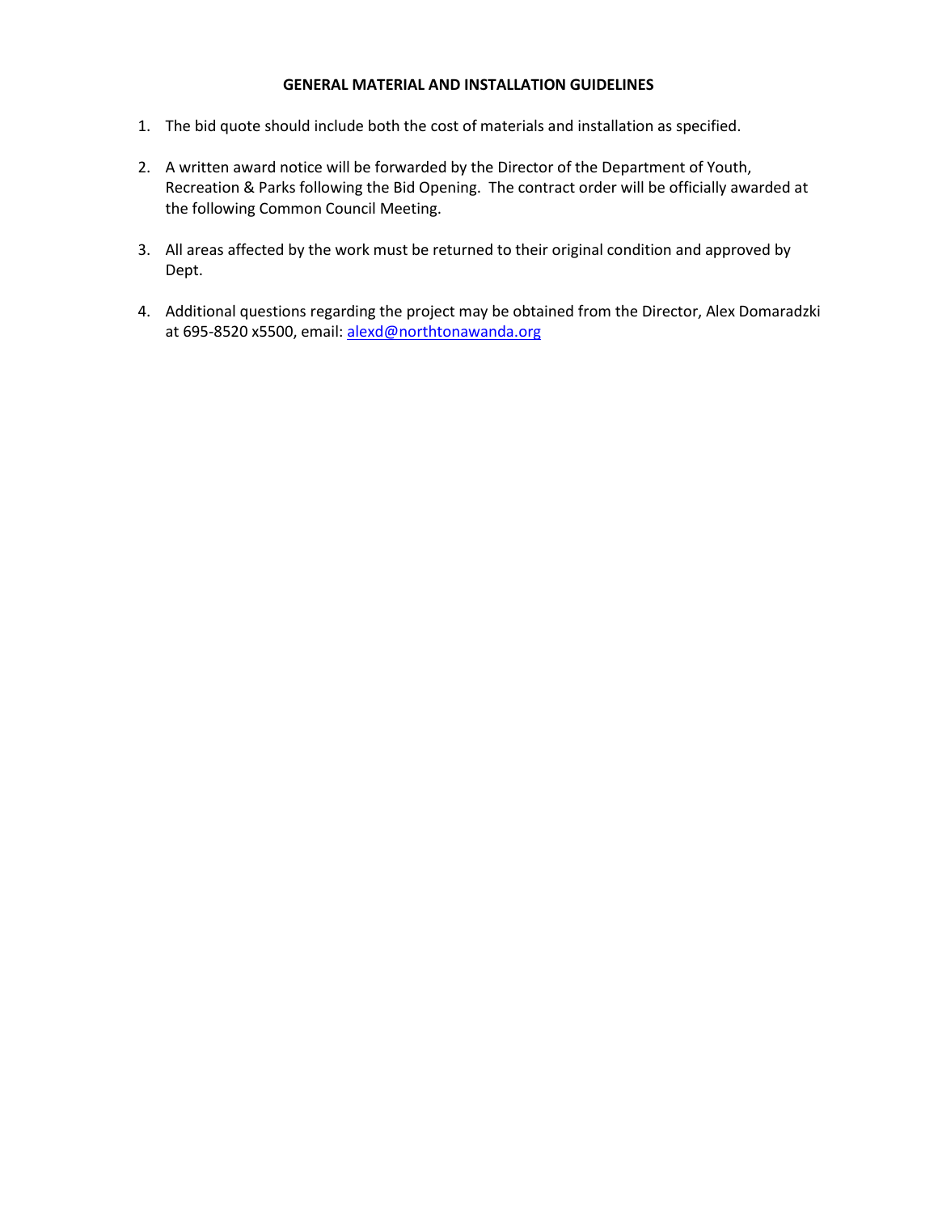**GENERAL MATERIAL AND INSTALLATION GUIDELINES**

1. The bid quote should include both the cost of materials and installation as specified.

2. A written award notice will be forwarded by the Director of the Department of Youth, Recreation & Parks following the Bid Opening. The contract order will be officially awarded at the following Common Council Meeting.

3. All areas affected by the work must be returned to their original condition and approved by Dept.

4. Additional questions regarding the project may be obtained from the Director, Alex Domaradzki at 695-8520 x5500, email: alexd@northtonawanda.org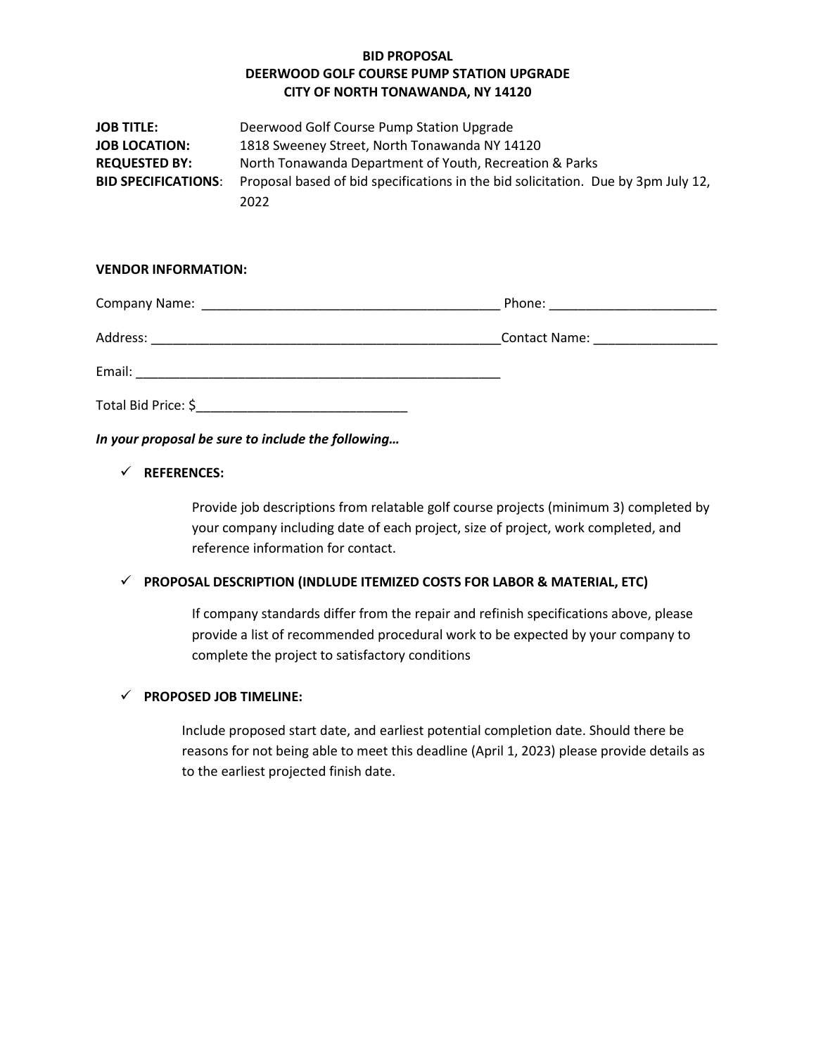# BID PROPOSAL
# DEERWOOD GOLF COURSE PUMP STATION UPGRADE
# CITY OF NORTH TONAWANDA, NY 14120

**JOB TITLE:** Deerwood Golf Course Pump Station Upgrade

**JOB LOCATION:** 1818 Sweeney Street, North Tonawanda NY 14120

**REQUESTED BY:** North Tonawanda Department of Youth, Recreation & Parks

**BID SPECIFICATIONS**: Proposal based of bid specifications in the bid solicitation. Due by 3pm July 12, 2022

**VENDOR INFORMATION:**

Company Name: ________________________________________ Phone: ______________________

Address: ______________________________________________Contact Name: ________________

Email: ________________________________________________

Total Bid Price: $____________________________

***In your proposal be sure to include the following…***

- ✓ **REFERENCES:**

  Provide job descriptions from relatable golf course projects (minimum 3) completed by your company including date of each project, size of project, work completed, and reference information for contact.

- ✓ **PROPOSAL DESCRIPTION (INDLUDE ITEMIZED COSTS FOR LABOR & MATERIAL, ETC)**

  If company standards differ from the repair and refinish specifications above, please provide a list of recommended procedural work to be expected by your company to complete the project to satisfactory conditions

- ✓ **PROPOSED JOB TIMELINE:**

  Include proposed start date, and earliest potential completion date. Should there be reasons for not being able to meet this deadline (April 1, 2023) please provide details as to the earliest projected finish date.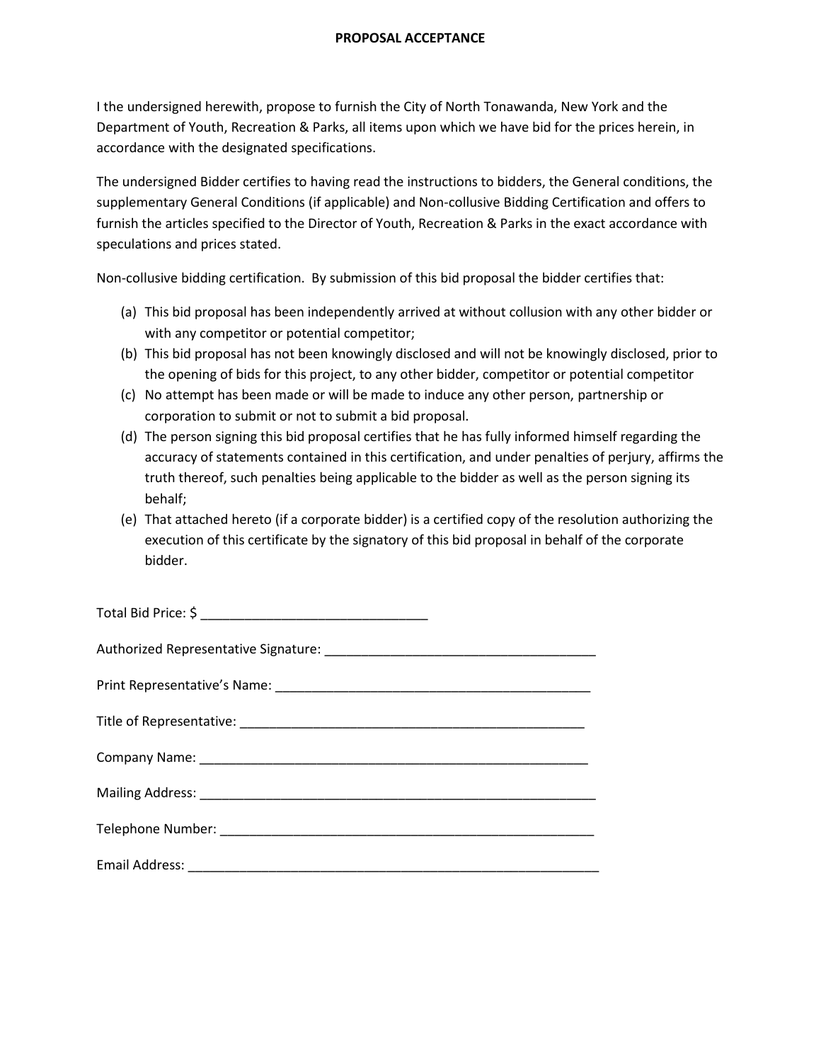# PROPOSAL ACCEPTANCE

I the undersigned herewith, propose to furnish the City of North Tonawanda, New York and the Department of Youth, Recreation & Parks, all items upon which we have bid for the prices herein, in accordance with the designated specifications.

The undersigned Bidder certifies to having read the instructions to bidders, the General conditions, the supplementary General Conditions (if applicable) and Non-collusive Bidding Certification and offers to furnish the articles specified to the Director of Youth, Recreation & Parks in the exact accordance with speculations and prices stated.

Non-collusive bidding certification. By submission of this bid proposal the bidder certifies that:

(a) This bid proposal has been independently arrived at without collusion with any other bidder or with any competitor or potential competitor;
(b) This bid proposal has not been knowingly disclosed and will not be knowingly disclosed, prior to the opening of bids for this project, to any other bidder, competitor or potential competitor
(c) No attempt has been made or will be made to induce any other person, partnership or corporation to submit or not to submit a bid proposal.
(d) The person signing this bid proposal certifies that he has fully informed himself regarding the accuracy of statements contained in this certification, and under penalties of perjury, affirms the truth thereof, such penalties being applicable to the bidder as well as the person signing its behalf;
(e) That attached hereto (if a corporate bidder) is a certified copy of the resolution authorizing the execution of this certificate by the signatory of this bid proposal in behalf of the corporate bidder.

Total Bid Price: $ _______________________________

Authorized Representative Signature: _____________________________________

Print Representative's Name: ___________________________________________

Title of Representative: _______________________________________________

Company Name: _____________________________________________________

Mailing Address: ____________________________________________________

Telephone Number: __________________________________________________

Email Address: ______________________________________________________